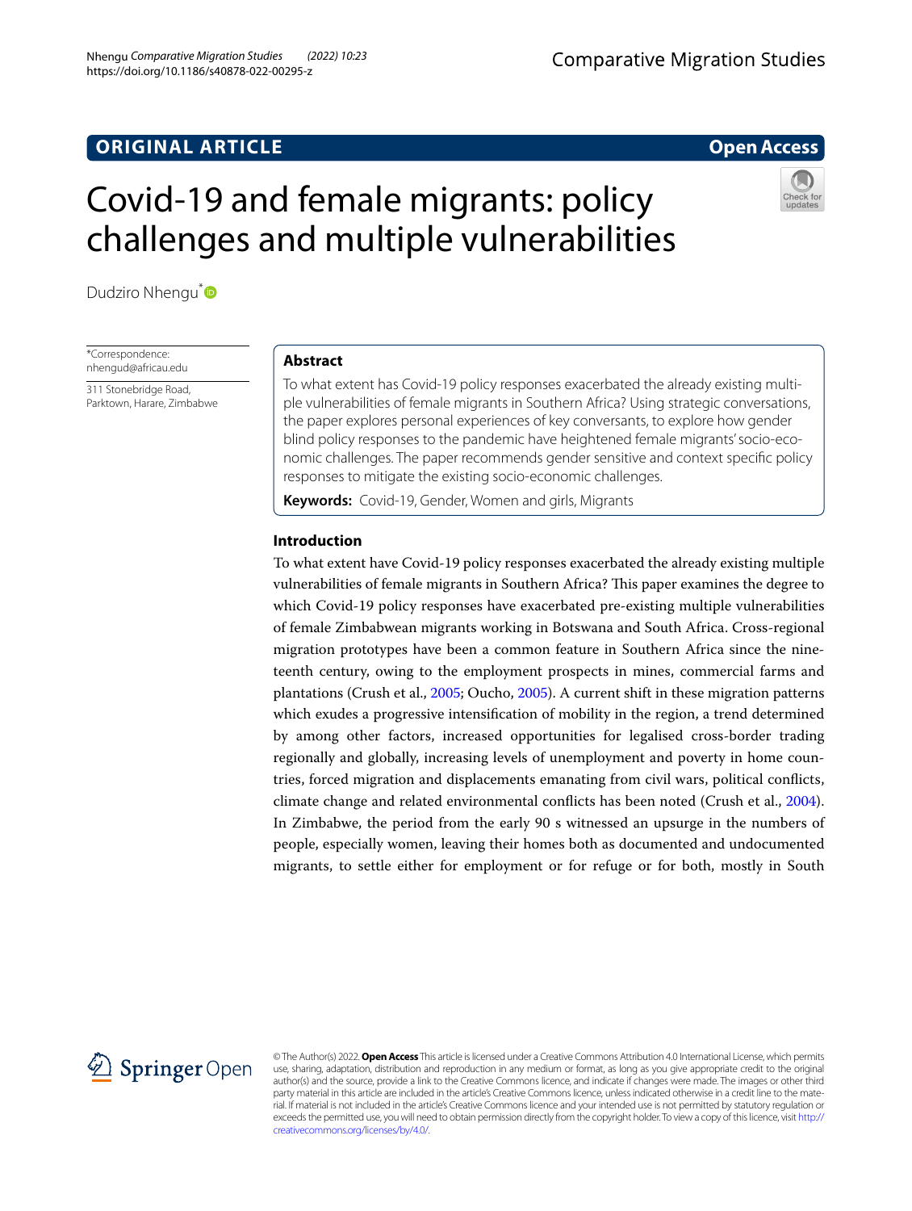ORIGINAL ARTICLE

Open Access

# Covid-19 and female migrants: policy challenges and multiple vulnerabilities

Dudziro Nhengu*

*Correspondence: nhengud@africau.edu

311 Stonebridge Road, Parktown, Harare, Zimbabwe

## Abstract

To what extent has Covid-19 policy responses exacerbated the already existing multiple vulnerabilities of female migrants in Southern Africa? Using strategic conversations, the paper explores personal experiences of key conversants, to explore how gender blind policy responses to the pandemic have heightened female migrants' socio-economic challenges. The paper recommends gender sensitive and context specific policy responses to mitigate the existing socio-economic challenges.

**Keywords:** Covid-19, Gender, Women and girls, Migrants

## Introduction

To what extent have Covid-19 policy responses exacerbated the already existing multiple vulnerabilities of female migrants in Southern Africa? This paper examines the degree to which Covid-19 policy responses have exacerbated pre-existing multiple vulnerabilities of female Zimbabwean migrants working in Botswana and South Africa. Cross-regional migration prototypes have been a common feature in Southern Africa since the nineteenth century, owing to the employment prospects in mines, commercial farms and plantations (Crush et al., 2005; Oucho, 2005). A current shift in these migration patterns which exudes a progressive intensification of mobility in the region, a trend determined by among other factors, increased opportunities for legalised cross-border trading regionally and globally, increasing levels of unemployment and poverty in home countries, forced migration and displacements emanating from civil wars, political conflicts, climate change and related environmental conflicts has been noted (Crush et al., 2004). In Zimbabwe, the period from the early 90 s witnessed an upsurge in the numbers of people, especially women, leaving their homes both as documented and undocumented migrants, to settle either for employment or for refuge or for both, mostly in South

© The Author(s) 2022. **Open Access** This article is licensed under a Creative Commons Attribution 4.0 International License, which permits use, sharing, adaptation, distribution and reproduction in any medium or format, as long as you give appropriate credit to the original author(s) and the source, provide a link to the Creative Commons licence, and indicate if changes were made. The images or other third party material in this article are included in the article's Creative Commons licence, unless indicated otherwise in a credit line to the material. If material is not included in the article's Creative Commons licence and your intended use is not permitted by statutory regulation or exceeds the permitted use, you will need to obtain permission directly from the copyright holder. To view a copy of this licence, visit http://creativecommons.org/licenses/by/4.0/.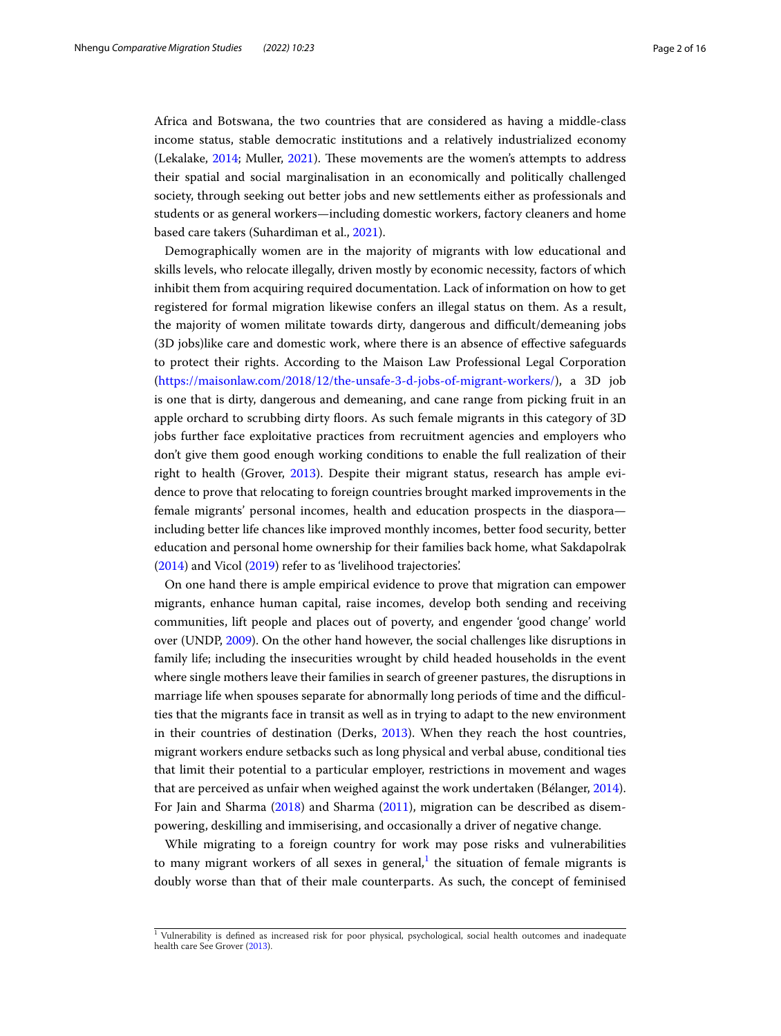Africa and Botswana, the two countries that are considered as having a middle-class income status, stable democratic institutions and a relatively industrialized economy (Lekalake, 2014; Muller, 2021). These movements are the women's attempts to address their spatial and social marginalisation in an economically and politically challenged society, through seeking out better jobs and new settlements either as professionals and students or as general workers—including domestic workers, factory cleaners and home based care takers (Suhardiman et al., 2021).

Demographically women are in the majority of migrants with low educational and skills levels, who relocate illegally, driven mostly by economic necessity, factors of which inhibit them from acquiring required documentation. Lack of information on how to get registered for formal migration likewise confers an illegal status on them. As a result, the majority of women militate towards dirty, dangerous and difficult/demeaning jobs (3D jobs)like care and domestic work, where there is an absence of effective safeguards to protect their rights. According to the Maison Law Professional Legal Corporation (https://maisonlaw.com/2018/12/the-unsafe-3-d-jobs-of-migrant-workers/), a 3D job is one that is dirty, dangerous and demeaning, and cane range from picking fruit in an apple orchard to scrubbing dirty floors. As such female migrants in this category of 3D jobs further face exploitative practices from recruitment agencies and employers who don't give them good enough working conditions to enable the full realization of their right to health (Grover, 2013). Despite their migrant status, research has ample evidence to prove that relocating to foreign countries brought marked improvements in the female migrants' personal incomes, health and education prospects in the diaspora—including better life chances like improved monthly incomes, better food security, better education and personal home ownership for their families back home, what Sakdapolrak (2014) and Vicol (2019) refer to as 'livelihood trajectories'.

On one hand there is ample empirical evidence to prove that migration can empower migrants, enhance human capital, raise incomes, develop both sending and receiving communities, lift people and places out of poverty, and engender 'good change' world over (UNDP, 2009). On the other hand however, the social challenges like disruptions in family life; including the insecurities wrought by child headed households in the event where single mothers leave their families in search of greener pastures, the disruptions in marriage life when spouses separate for abnormally long periods of time and the difficulties that the migrants face in transit as well as in trying to adapt to the new environment in their countries of destination (Derks, 2013). When they reach the host countries, migrant workers endure setbacks such as long physical and verbal abuse, conditional ties that limit their potential to a particular employer, restrictions in movement and wages that are perceived as unfair when weighed against the work undertaken (Bélanger, 2014). For Jain and Sharma (2018) and Sharma (2011), migration can be described as disempowering, deskilling and immiserising, and occasionally a driver of negative change.

While migrating to a foreign country for work may pose risks and vulnerabilities to many migrant workers of all sexes in general,[1] the situation of female migrants is doubly worse than that of their male counterparts. As such, the concept of feminised

[1] Vulnerability is defined as increased risk for poor physical, psychological, social health outcomes and inadequate health care See Grover (2013).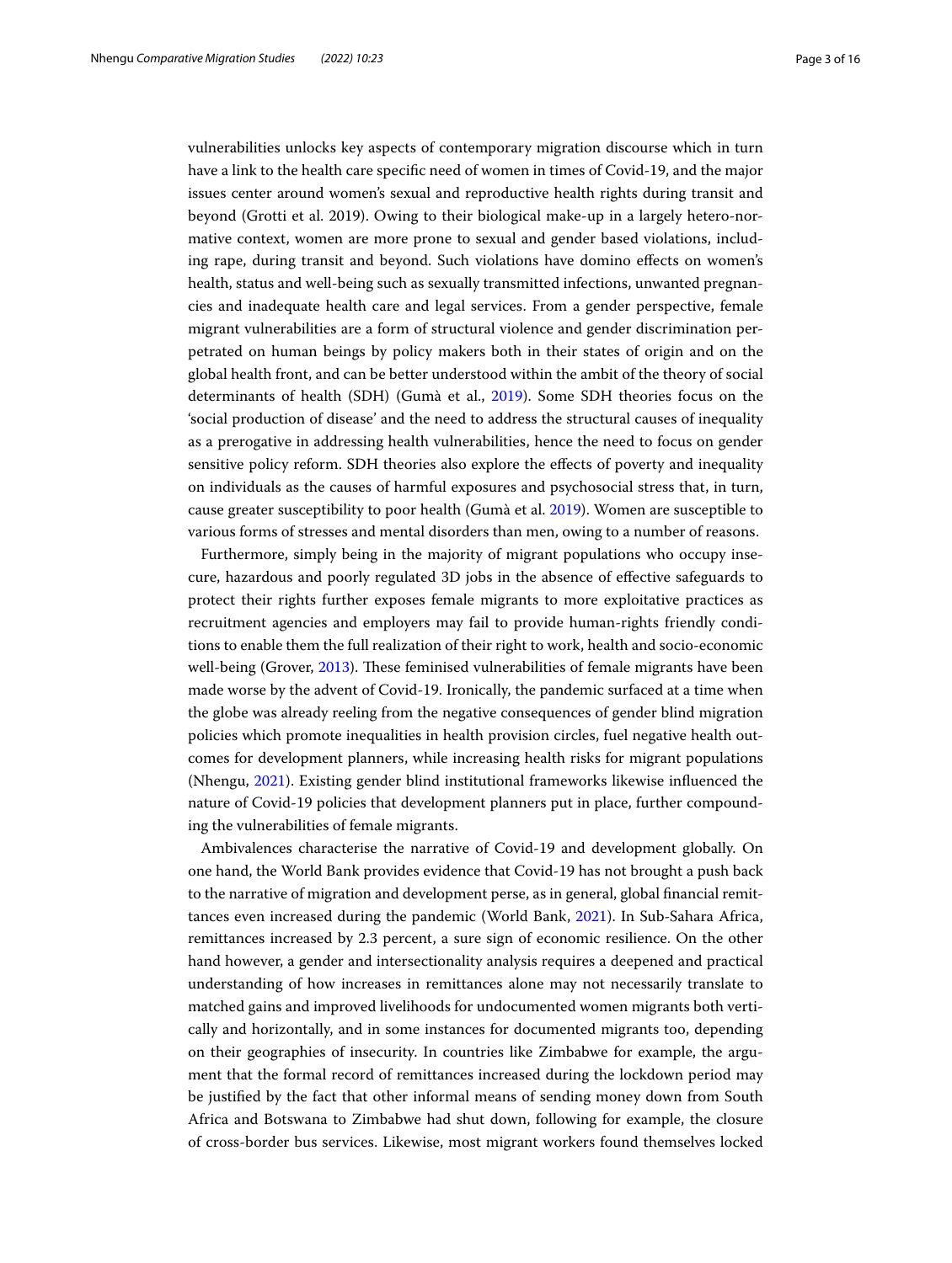vulnerabilities unlocks key aspects of contemporary migration discourse which in turn have a link to the health care specific need of women in times of Covid-19, and the major issues center around women's sexual and reproductive health rights during transit and beyond (Grotti et al. 2019). Owing to their biological make-up in a largely hetero-normative context, women are more prone to sexual and gender based violations, including rape, during transit and beyond. Such violations have domino effects on women's health, status and well-being such as sexually transmitted infections, unwanted pregnancies and inadequate health care and legal services. From a gender perspective, female migrant vulnerabilities are a form of structural violence and gender discrimination perpetrated on human beings by policy makers both in their states of origin and on the global health front, and can be better understood within the ambit of the theory of social determinants of health (SDH) (Gumà et al., 2019). Some SDH theories focus on the 'social production of disease' and the need to address the structural causes of inequality as a prerogative in addressing health vulnerabilities, hence the need to focus on gender sensitive policy reform. SDH theories also explore the effects of poverty and inequality on individuals as the causes of harmful exposures and psychosocial stress that, in turn, cause greater susceptibility to poor health (Gumà et al. 2019). Women are susceptible to various forms of stresses and mental disorders than men, owing to a number of reasons.

Furthermore, simply being in the majority of migrant populations who occupy insecure, hazardous and poorly regulated 3D jobs in the absence of effective safeguards to protect their rights further exposes female migrants to more exploitative practices as recruitment agencies and employers may fail to provide human-rights friendly conditions to enable them the full realization of their right to work, health and socio-economic well-being (Grover, 2013). These feminised vulnerabilities of female migrants have been made worse by the advent of Covid-19. Ironically, the pandemic surfaced at a time when the globe was already reeling from the negative consequences of gender blind migration policies which promote inequalities in health provision circles, fuel negative health outcomes for development planners, while increasing health risks for migrant populations (Nhengu, 2021). Existing gender blind institutional frameworks likewise influenced the nature of Covid-19 policies that development planners put in place, further compounding the vulnerabilities of female migrants.

Ambivalences characterise the narrative of Covid-19 and development globally. On one hand, the World Bank provides evidence that Covid-19 has not brought a push back to the narrative of migration and development perse, as in general, global financial remittances even increased during the pandemic (World Bank, 2021). In Sub-Sahara Africa, remittances increased by 2.3 percent, a sure sign of economic resilience. On the other hand however, a gender and intersectionality analysis requires a deepened and practical understanding of how increases in remittances alone may not necessarily translate to matched gains and improved livelihoods for undocumented women migrants both vertically and horizontally, and in some instances for documented migrants too, depending on their geographies of insecurity. In countries like Zimbabwe for example, the argument that the formal record of remittances increased during the lockdown period may be justified by the fact that other informal means of sending money down from South Africa and Botswana to Zimbabwe had shut down, following for example, the closure of cross-border bus services. Likewise, most migrant workers found themselves locked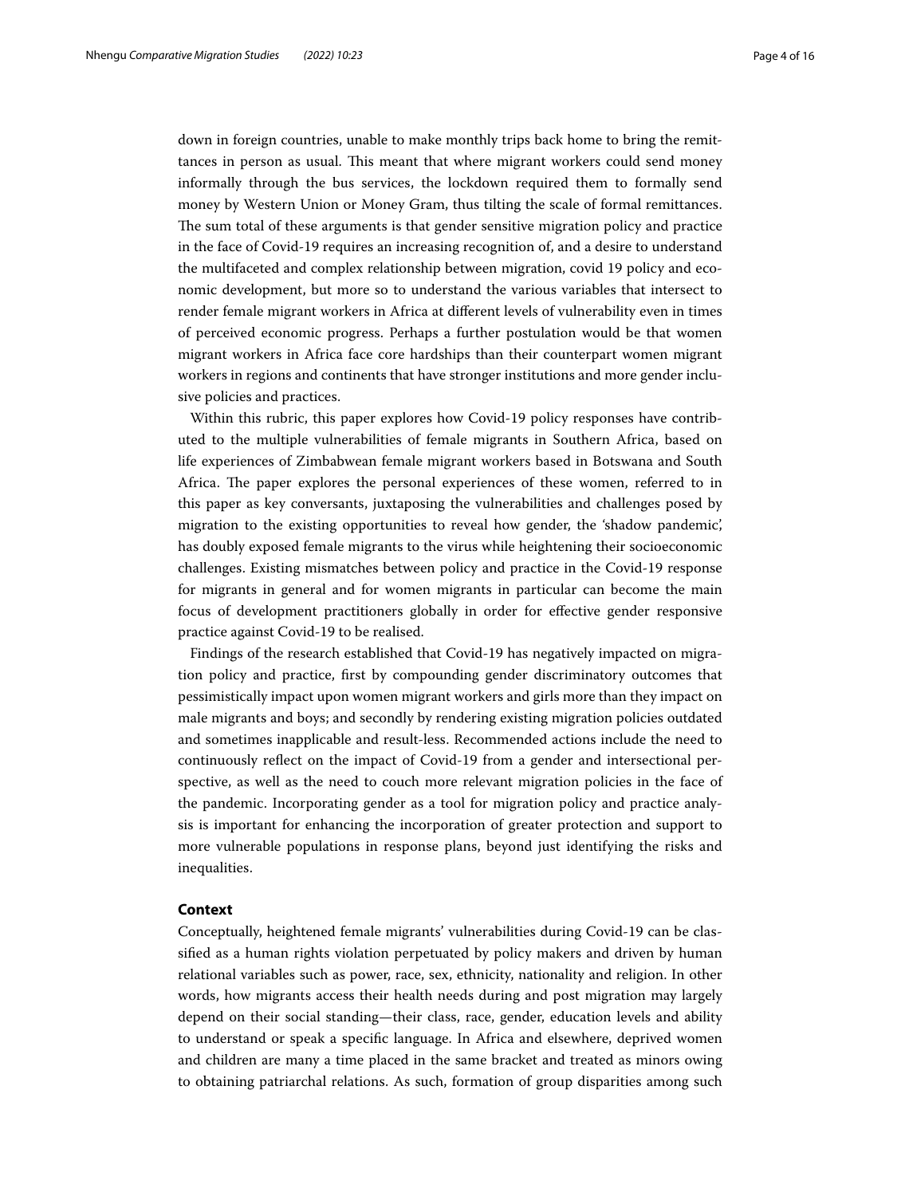down in foreign countries, unable to make monthly trips back home to bring the remittances in person as usual. This meant that where migrant workers could send money informally through the bus services, the lockdown required them to formally send money by Western Union or Money Gram, thus tilting the scale of formal remittances. The sum total of these arguments is that gender sensitive migration policy and practice in the face of Covid-19 requires an increasing recognition of, and a desire to understand the multifaceted and complex relationship between migration, covid 19 policy and economic development, but more so to understand the various variables that intersect to render female migrant workers in Africa at different levels of vulnerability even in times of perceived economic progress. Perhaps a further postulation would be that women migrant workers in Africa face core hardships than their counterpart women migrant workers in regions and continents that have stronger institutions and more gender inclusive policies and practices.

Within this rubric, this paper explores how Covid-19 policy responses have contributed to the multiple vulnerabilities of female migrants in Southern Africa, based on life experiences of Zimbabwean female migrant workers based in Botswana and South Africa. The paper explores the personal experiences of these women, referred to in this paper as key conversants, juxtaposing the vulnerabilities and challenges posed by migration to the existing opportunities to reveal how gender, the 'shadow pandemic', has doubly exposed female migrants to the virus while heightening their socioeconomic challenges. Existing mismatches between policy and practice in the Covid-19 response for migrants in general and for women migrants in particular can become the main focus of development practitioners globally in order for effective gender responsive practice against Covid-19 to be realised.

Findings of the research established that Covid-19 has negatively impacted on migration policy and practice, first by compounding gender discriminatory outcomes that pessimistically impact upon women migrant workers and girls more than they impact on male migrants and boys; and secondly by rendering existing migration policies outdated and sometimes inapplicable and result-less. Recommended actions include the need to continuously reflect on the impact of Covid-19 from a gender and intersectional perspective, as well as the need to couch more relevant migration policies in the face of the pandemic. Incorporating gender as a tool for migration policy and practice analysis is important for enhancing the incorporation of greater protection and support to more vulnerable populations in response plans, beyond just identifying the risks and inequalities.

## Context

Conceptually, heightened female migrants' vulnerabilities during Covid-19 can be classified as a human rights violation perpetuated by policy makers and driven by human relational variables such as power, race, sex, ethnicity, nationality and religion. In other words, how migrants access their health needs during and post migration may largely depend on their social standing—their class, race, gender, education levels and ability to understand or speak a specific language. In Africa and elsewhere, deprived women and children are many a time placed in the same bracket and treated as minors owing to obtaining patriarchal relations. As such, formation of group disparities among such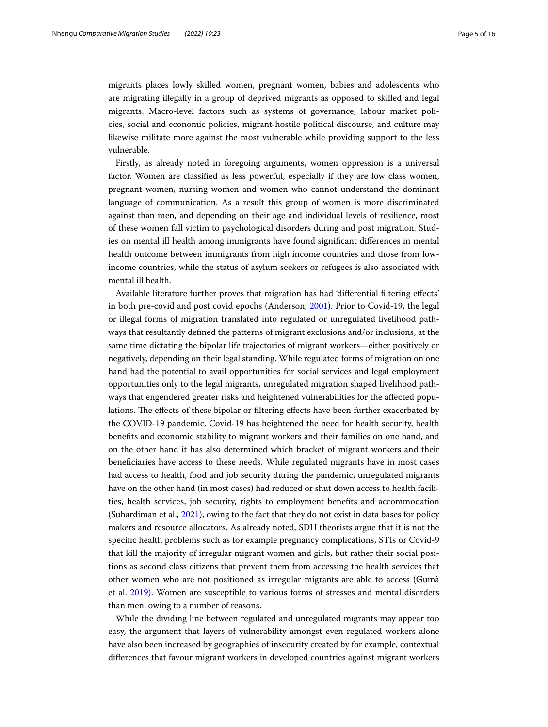migrants places lowly skilled women, pregnant women, babies and adolescents who are migrating illegally in a group of deprived migrants as opposed to skilled and legal migrants. Macro-level factors such as systems of governance, labour market policies, social and economic policies, migrant-hostile political discourse, and culture may likewise militate more against the most vulnerable while providing support to the less vulnerable.

Firstly, as already noted in foregoing arguments, women oppression is a universal factor. Women are classified as less powerful, especially if they are low class women, pregnant women, nursing women and women who cannot understand the dominant language of communication. As a result this group of women is more discriminated against than men, and depending on their age and individual levels of resilience, most of these women fall victim to psychological disorders during and post migration. Studies on mental ill health among immigrants have found significant differences in mental health outcome between immigrants from high income countries and those from low-income countries, while the status of asylum seekers or refugees is also associated with mental ill health.

Available literature further proves that migration has had 'differential filtering effects' in both pre-covid and post covid epochs (Anderson, 2001). Prior to Covid-19, the legal or illegal forms of migration translated into regulated or unregulated livelihood pathways that resultantly defined the patterns of migrant exclusions and/or inclusions, at the same time dictating the bipolar life trajectories of migrant workers—either positively or negatively, depending on their legal standing. While regulated forms of migration on one hand had the potential to avail opportunities for social services and legal employment opportunities only to the legal migrants, unregulated migration shaped livelihood pathways that engendered greater risks and heightened vulnerabilities for the affected populations. The effects of these bipolar or filtering effects have been further exacerbated by the COVID-19 pandemic. Covid-19 has heightened the need for health security, health benefits and economic stability to migrant workers and their families on one hand, and on the other hand it has also determined which bracket of migrant workers and their beneficiaries have access to these needs. While regulated migrants have in most cases had access to health, food and job security during the pandemic, unregulated migrants have on the other hand (in most cases) had reduced or shut down access to health facilities, health services, job security, rights to employment benefits and accommodation (Suhardiman et al., 2021), owing to the fact that they do not exist in data bases for policy makers and resource allocators. As already noted, SDH theorists argue that it is not the specific health problems such as for example pregnancy complications, STIs or Covid-9 that kill the majority of irregular migrant women and girls, but rather their social positions as second class citizens that prevent them from accessing the health services that other women who are not positioned as irregular migrants are able to access (Gumà et al. 2019). Women are susceptible to various forms of stresses and mental disorders than men, owing to a number of reasons.

While the dividing line between regulated and unregulated migrants may appear too easy, the argument that layers of vulnerability amongst even regulated workers alone have also been increased by geographies of insecurity created by for example, contextual differences that favour migrant workers in developed countries against migrant workers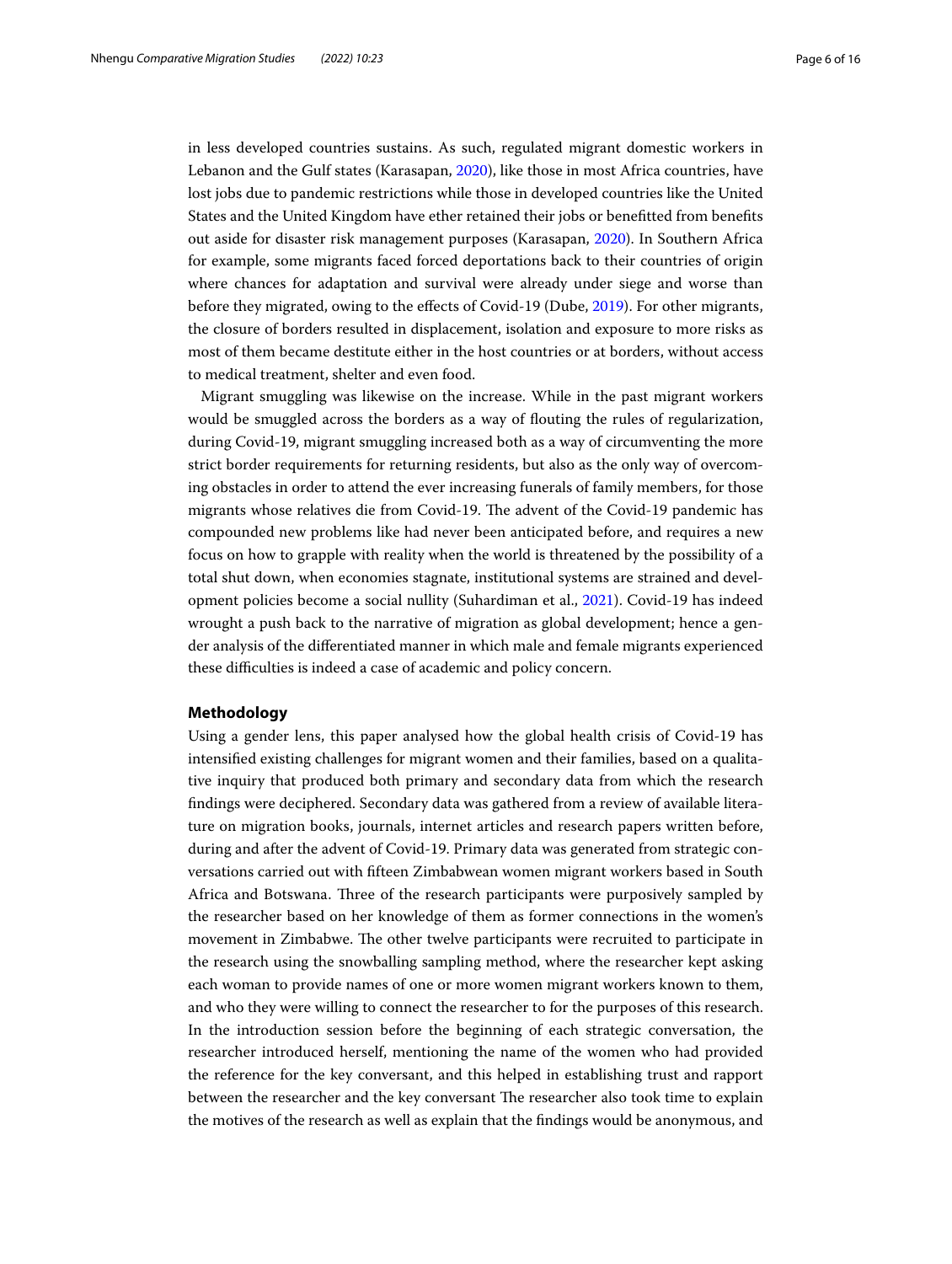in less developed countries sustains. As such, regulated migrant domestic workers in Lebanon and the Gulf states (Karasapan, 2020), like those in most Africa countries, have lost jobs due to pandemic restrictions while those in developed countries like the United States and the United Kingdom have ether retained their jobs or benefitted from benefits out aside for disaster risk management purposes (Karasapan, 2020). In Southern Africa for example, some migrants faced forced deportations back to their countries of origin where chances for adaptation and survival were already under siege and worse than before they migrated, owing to the effects of Covid-19 (Dube, 2019). For other migrants, the closure of borders resulted in displacement, isolation and exposure to more risks as most of them became destitute either in the host countries or at borders, without access to medical treatment, shelter and even food.

Migrant smuggling was likewise on the increase. While in the past migrant workers would be smuggled across the borders as a way of flouting the rules of regularization, during Covid-19, migrant smuggling increased both as a way of circumventing the more strict border requirements for returning residents, but also as the only way of overcoming obstacles in order to attend the ever increasing funerals of family members, for those migrants whose relatives die from Covid-19. The advent of the Covid-19 pandemic has compounded new problems like had never been anticipated before, and requires a new focus on how to grapple with reality when the world is threatened by the possibility of a total shut down, when economies stagnate, institutional systems are strained and development policies become a social nullity (Suhardiman et al., 2021). Covid-19 has indeed wrought a push back to the narrative of migration as global development; hence a gender analysis of the differentiated manner in which male and female migrants experienced these difficulties is indeed a case of academic and policy concern.

## Methodology

Using a gender lens, this paper analysed how the global health crisis of Covid-19 has intensified existing challenges for migrant women and their families, based on a qualitative inquiry that produced both primary and secondary data from which the research findings were deciphered. Secondary data was gathered from a review of available literature on migration books, journals, internet articles and research papers written before, during and after the advent of Covid-19. Primary data was generated from strategic conversations carried out with fifteen Zimbabwean women migrant workers based in South Africa and Botswana. Three of the research participants were purposively sampled by the researcher based on her knowledge of them as former connections in the women's movement in Zimbabwe. The other twelve participants were recruited to participate in the research using the snowballing sampling method, where the researcher kept asking each woman to provide names of one or more women migrant workers known to them, and who they were willing to connect the researcher to for the purposes of this research. In the introduction session before the beginning of each strategic conversation, the researcher introduced herself, mentioning the name of the women who had provided the reference for the key conversant, and this helped in establishing trust and rapport between the researcher and the key conversant The researcher also took time to explain the motives of the research as well as explain that the findings would be anonymous, and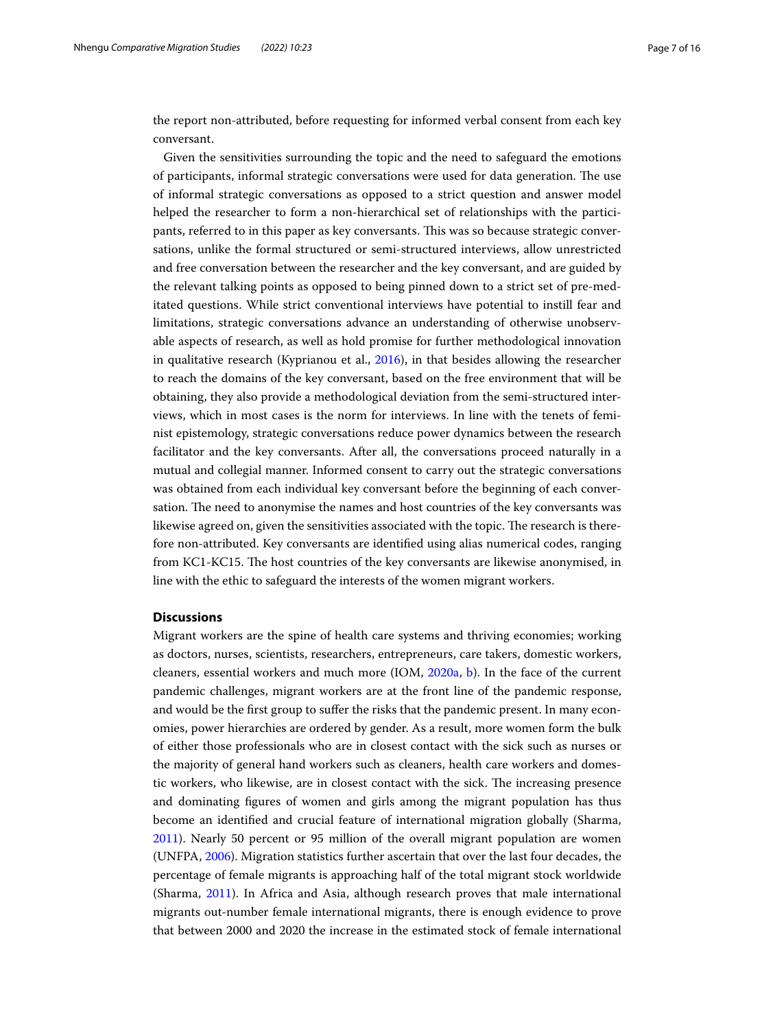the report non-attributed, before requesting for informed verbal consent from each key conversant.

Given the sensitivities surrounding the topic and the need to safeguard the emotions of participants, informal strategic conversations were used for data generation. The use of informal strategic conversations as opposed to a strict question and answer model helped the researcher to form a non-hierarchical set of relationships with the participants, referred to in this paper as key conversants. This was so because strategic conversations, unlike the formal structured or semi-structured interviews, allow unrestricted and free conversation between the researcher and the key conversant, and are guided by the relevant talking points as opposed to being pinned down to a strict set of pre-meditated questions. While strict conventional interviews have potential to instill fear and limitations, strategic conversations advance an understanding of otherwise unobservable aspects of research, as well as hold promise for further methodological innovation in qualitative research (Kyprianou et al., 2016), in that besides allowing the researcher to reach the domains of the key conversant, based on the free environment that will be obtaining, they also provide a methodological deviation from the semi-structured interviews, which in most cases is the norm for interviews. In line with the tenets of feminist epistemology, strategic conversations reduce power dynamics between the research facilitator and the key conversants. After all, the conversations proceed naturally in a mutual and collegial manner. Informed consent to carry out the strategic conversations was obtained from each individual key conversant before the beginning of each conversation. The need to anonymise the names and host countries of the key conversants was likewise agreed on, given the sensitivities associated with the topic. The research is therefore non-attributed. Key conversants are identified using alias numerical codes, ranging from KC1-KC15. The host countries of the key conversants are likewise anonymised, in line with the ethic to safeguard the interests of the women migrant workers.

## Discussions

Migrant workers are the spine of health care systems and thriving economies; working as doctors, nurses, scientists, researchers, entrepreneurs, care takers, domestic workers, cleaners, essential workers and much more (IOM, 2020a, b). In the face of the current pandemic challenges, migrant workers are at the front line of the pandemic response, and would be the first group to suffer the risks that the pandemic present. In many economies, power hierarchies are ordered by gender. As a result, more women form the bulk of either those professionals who are in closest contact with the sick such as nurses or the majority of general hand workers such as cleaners, health care workers and domestic workers, who likewise, are in closest contact with the sick. The increasing presence and dominating figures of women and girls among the migrant population has thus become an identified and crucial feature of international migration globally (Sharma, 2011). Nearly 50 percent or 95 million of the overall migrant population are women (UNFPA, 2006). Migration statistics further ascertain that over the last four decades, the percentage of female migrants is approaching half of the total migrant stock worldwide (Sharma, 2011). In Africa and Asia, although research proves that male international migrants out-number female international migrants, there is enough evidence to prove that between 2000 and 2020 the increase in the estimated stock of female international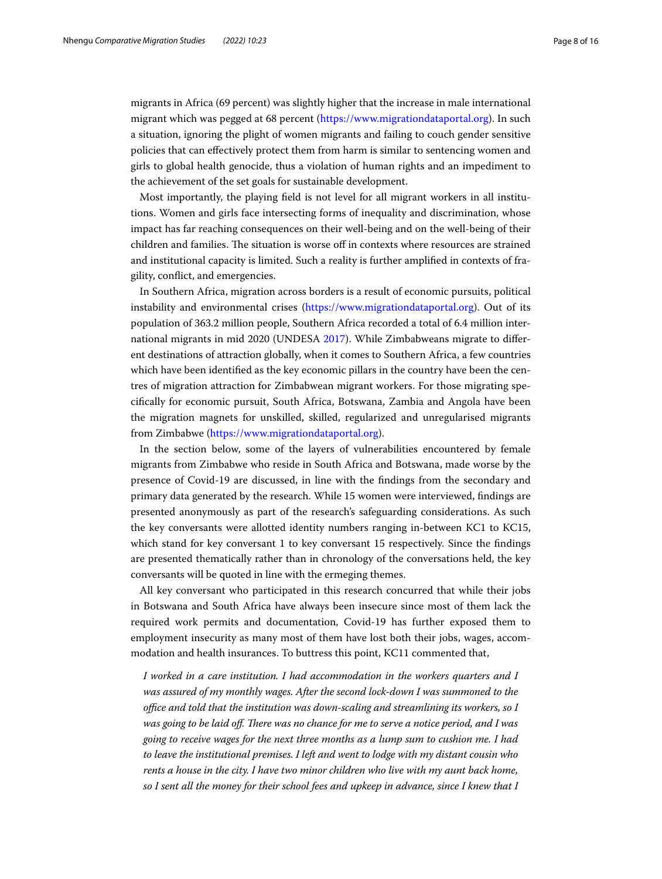migrants in Africa (69 percent) was slightly higher that the increase in male international migrant which was pegged at 68 percent (https://www.migrationdataportal.org). In such a situation, ignoring the plight of women migrants and failing to couch gender sensitive policies that can effectively protect them from harm is similar to sentencing women and girls to global health genocide, thus a violation of human rights and an impediment to the achievement of the set goals for sustainable development.

Most importantly, the playing field is not level for all migrant workers in all institutions. Women and girls face intersecting forms of inequality and discrimination, whose impact has far reaching consequences on their well-being and on the well-being of their children and families. The situation is worse off in contexts where resources are strained and institutional capacity is limited. Such a reality is further amplified in contexts of fragility, conflict, and emergencies.

In Southern Africa, migration across borders is a result of economic pursuits, political instability and environmental crises (https://www.migrationdataportal.org). Out of its population of 363.2 million people, Southern Africa recorded a total of 6.4 million international migrants in mid 2020 (UNDESA 2017). While Zimbabweans migrate to different destinations of attraction globally, when it comes to Southern Africa, a few countries which have been identified as the key economic pillars in the country have been the centres of migration attraction for Zimbabwean migrant workers. For those migrating specifically for economic pursuit, South Africa, Botswana, Zambia and Angola have been the migration magnets for unskilled, skilled, regularized and unregularised migrants from Zimbabwe (https://www.migrationdataportal.org).

In the section below, some of the layers of vulnerabilities encountered by female migrants from Zimbabwe who reside in South Africa and Botswana, made worse by the presence of Covid-19 are discussed, in line with the findings from the secondary and primary data generated by the research. While 15 women were interviewed, findings are presented anonymously as part of the research's safeguarding considerations. As such the key conversants were allotted identity numbers ranging in-between KC1 to KC15, which stand for key conversant 1 to key conversant 15 respectively. Since the findings are presented thematically rather than in chronology of the conversations held, the key conversants will be quoted in line with the ermeging themes.

All key conversant who participated in this research concurred that while their jobs in Botswana and South Africa have always been insecure since most of them lack the required work permits and documentation, Covid-19 has further exposed them to employment insecurity as many most of them have lost both their jobs, wages, accommodation and health insurances. To buttress this point, KC11 commented that,

> *I worked in a care institution. I had accommodation in the workers quarters and I was assured of my monthly wages. After the second lock-down I was summoned to the office and told that the institution was down-scaling and streamlining its workers, so I was going to be laid off. There was no chance for me to serve a notice period, and I was going to receive wages for the next three months as a lump sum to cushion me. I had to leave the institutional premises. I left and went to lodge with my distant cousin who rents a house in the city. I have two minor children who live with my aunt back home, so I sent all the money for their school fees and upkeep in advance, since I knew that I*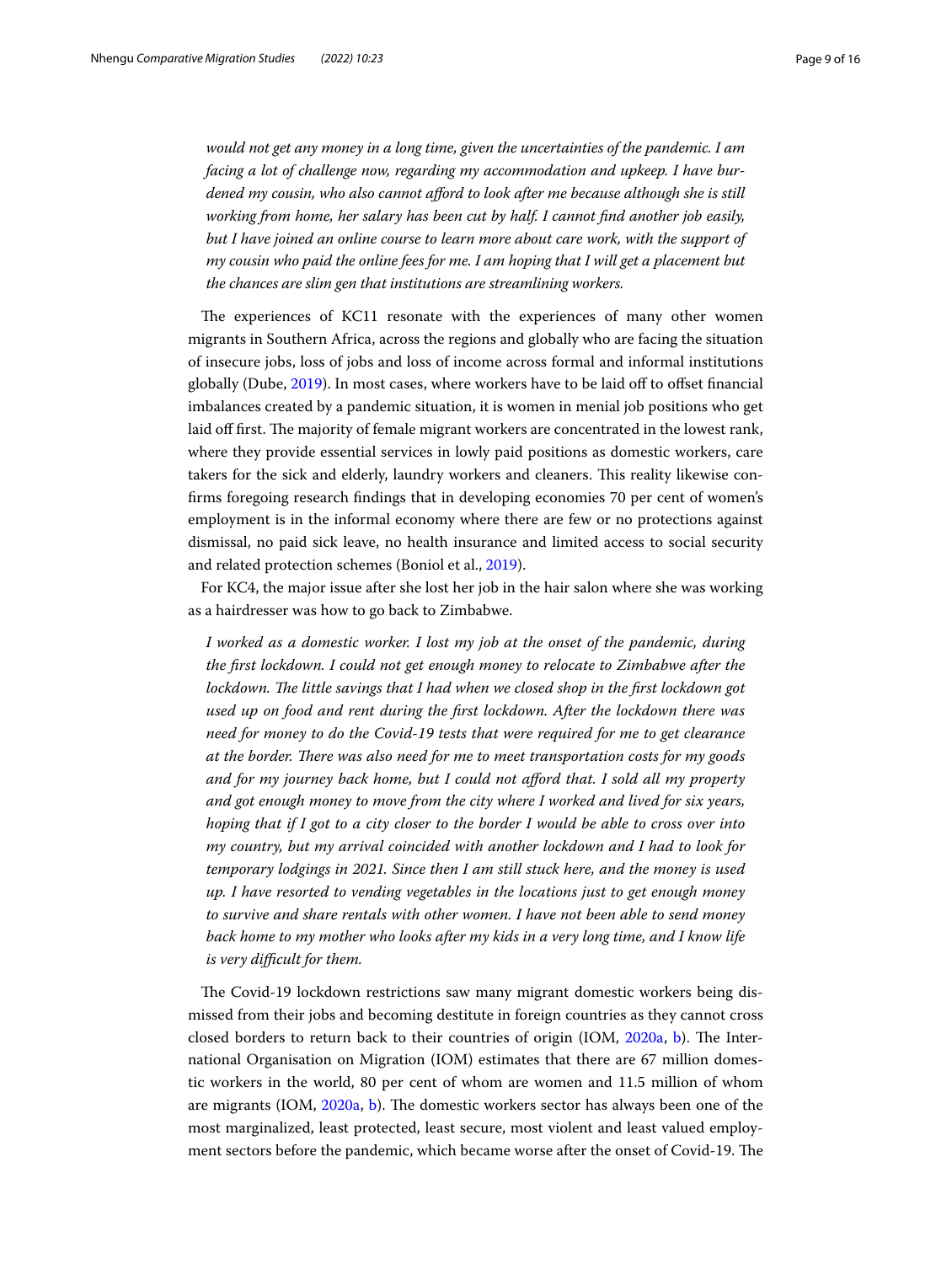*would not get any money in a long time, given the uncertainties of the pandemic. I am facing a lot of challenge now, regarding my accommodation and upkeep. I have burdened my cousin, who also cannot afford to look after me because although she is still working from home, her salary has been cut by half. I cannot find another job easily, but I have joined an online course to learn more about care work, with the support of my cousin who paid the online fees for me. I am hoping that I will get a placement but the chances are slim gen that institutions are streamlining workers.*

The experiences of KC11 resonate with the experiences of many other women migrants in Southern Africa, across the regions and globally who are facing the situation of insecure jobs, loss of jobs and loss of income across formal and informal institutions globally (Dube, 2019). In most cases, where workers have to be laid off to offset financial imbalances created by a pandemic situation, it is women in menial job positions who get laid off first. The majority of female migrant workers are concentrated in the lowest rank, where they provide essential services in lowly paid positions as domestic workers, care takers for the sick and elderly, laundry workers and cleaners. This reality likewise confirms foregoing research findings that in developing economies 70 per cent of women's employment is in the informal economy where there are few or no protections against dismissal, no paid sick leave, no health insurance and limited access to social security and related protection schemes (Boniol et al., 2019).

For KC4, the major issue after she lost her job in the hair salon where she was working as a hairdresser was how to go back to Zimbabwe.

*I worked as a domestic worker. I lost my job at the onset of the pandemic, during the first lockdown. I could not get enough money to relocate to Zimbabwe after the lockdown. The little savings that I had when we closed shop in the first lockdown got used up on food and rent during the first lockdown. After the lockdown there was need for money to do the Covid-19 tests that were required for me to get clearance at the border. There was also need for me to meet transportation costs for my goods and for my journey back home, but I could not afford that. I sold all my property and got enough money to move from the city where I worked and lived for six years, hoping that if I got to a city closer to the border I would be able to cross over into my country, but my arrival coincided with another lockdown and I had to look for temporary lodgings in 2021. Since then I am still stuck here, and the money is used up. I have resorted to vending vegetables in the locations just to get enough money to survive and share rentals with other women. I have not been able to send money back home to my mother who looks after my kids in a very long time, and I know life is very difficult for them.*

The Covid-19 lockdown restrictions saw many migrant domestic workers being dismissed from their jobs and becoming destitute in foreign countries as they cannot cross closed borders to return back to their countries of origin (IOM, 2020a, b). The International Organisation on Migration (IOM) estimates that there are 67 million domestic workers in the world, 80 per cent of whom are women and 11.5 million of whom are migrants (IOM, 2020a, b). The domestic workers sector has always been one of the most marginalized, least protected, least secure, most violent and least valued employment sectors before the pandemic, which became worse after the onset of Covid-19. The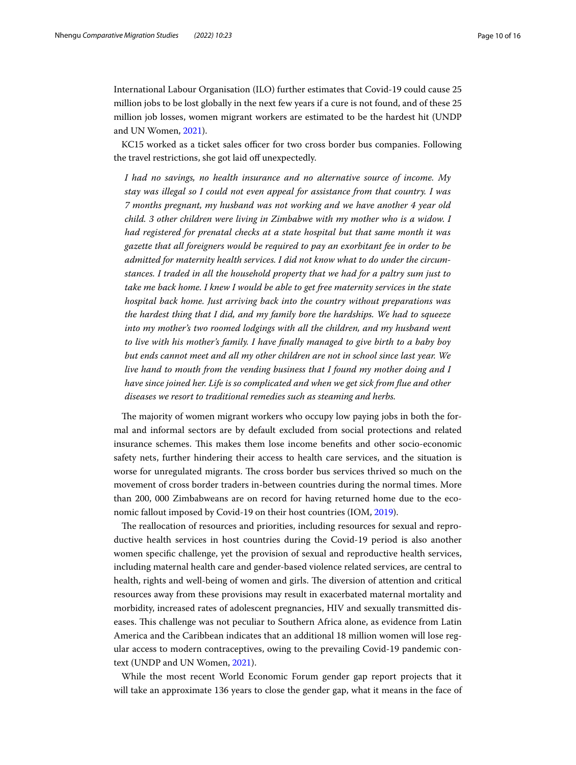International Labour Organisation (ILO) further estimates that Covid-19 could cause 25 million jobs to be lost globally in the next few years if a cure is not found, and of these 25 million job losses, women migrant workers are estimated to be the hardest hit (UNDP and UN Women, 2021).

KC15 worked as a ticket sales officer for two cross border bus companies. Following the travel restrictions, she got laid off unexpectedly.

> *I had no savings, no health insurance and no alternative source of income. My stay was illegal so I could not even appeal for assistance from that country. I was 7 months pregnant, my husband was not working and we have another 4 year old child. 3 other children were living in Zimbabwe with my mother who is a widow. I had registered for prenatal checks at a state hospital but that same month it was gazette that all foreigners would be required to pay an exorbitant fee in order to be admitted for maternity health services. I did not know what to do under the circumstances. I traded in all the household property that we had for a paltry sum just to take me back home. I knew I would be able to get free maternity services in the state hospital back home. Just arriving back into the country without preparations was the hardest thing that I did, and my family bore the hardships. We had to squeeze into my mother's two roomed lodgings with all the children, and my husband went to live with his mother's family. I have finally managed to give birth to a baby boy but ends cannot meet and all my other children are not in school since last year. We live hand to mouth from the vending business that I found my mother doing and I have since joined her. Life is so complicated and when we get sick from flue and other diseases we resort to traditional remedies such as steaming and herbs.*

The majority of women migrant workers who occupy low paying jobs in both the formal and informal sectors are by default excluded from social protections and related insurance schemes. This makes them lose income benefits and other socio-economic safety nets, further hindering their access to health care services, and the situation is worse for unregulated migrants. The cross border bus services thrived so much on the movement of cross border traders in-between countries during the normal times. More than 200, 000 Zimbabweans are on record for having returned home due to the economic fallout imposed by Covid-19 on their host countries (IOM, 2019).

The reallocation of resources and priorities, including resources for sexual and reproductive health services in host countries during the Covid-19 period is also another women specific challenge, yet the provision of sexual and reproductive health services, including maternal health care and gender-based violence related services, are central to health, rights and well-being of women and girls. The diversion of attention and critical resources away from these provisions may result in exacerbated maternal mortality and morbidity, increased rates of adolescent pregnancies, HIV and sexually transmitted diseases. This challenge was not peculiar to Southern Africa alone, as evidence from Latin America and the Caribbean indicates that an additional 18 million women will lose regular access to modern contraceptives, owing to the prevailing Covid-19 pandemic context (UNDP and UN Women, 2021).

While the most recent World Economic Forum gender gap report projects that it will take an approximate 136 years to close the gender gap, what it means in the face of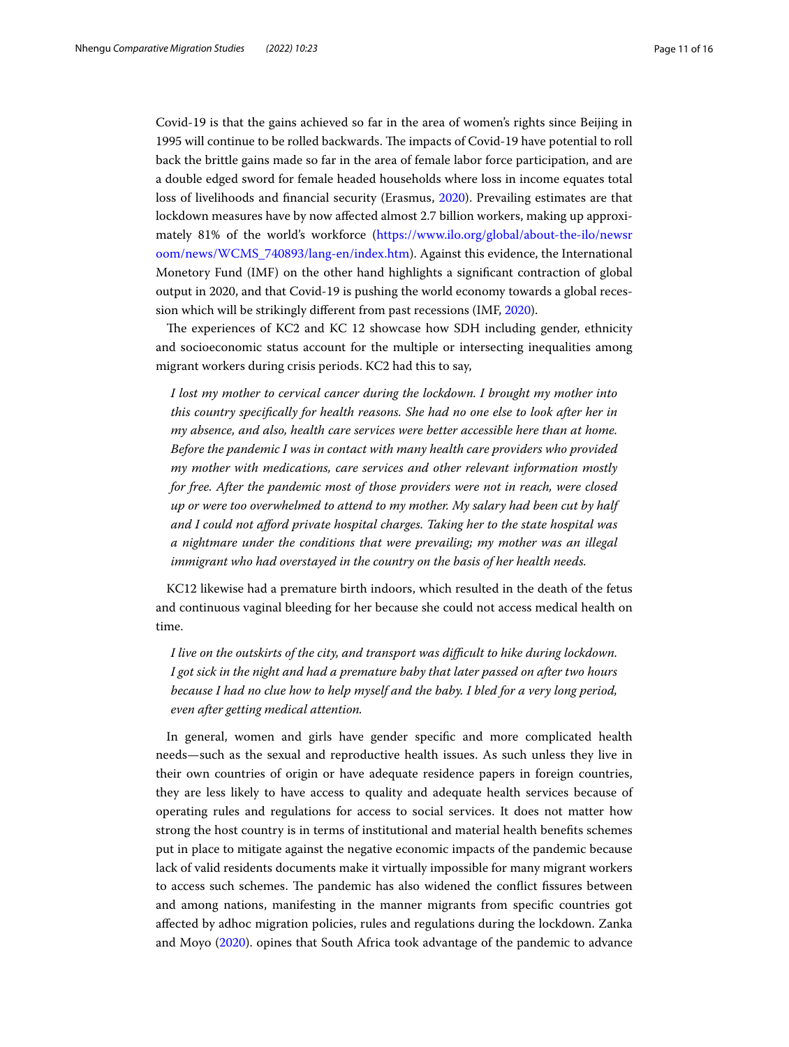Covid-19 is that the gains achieved so far in the area of women's rights since Beijing in 1995 will continue to be rolled backwards. The impacts of Covid-19 have potential to roll back the brittle gains made so far in the area of female labor force participation, and are a double edged sword for female headed households where loss in income equates total loss of livelihoods and financial security (Erasmus, 2020). Prevailing estimates are that lockdown measures have by now affected almost 2.7 billion workers, making up approximately 81% of the world's workforce (https://www.ilo.org/global/about-the-ilo/newsroom/news/WCMS_740893/lang-en/index.htm). Against this evidence, the International Monetory Fund (IMF) on the other hand highlights a significant contraction of global output in 2020, and that Covid-19 is pushing the world economy towards a global recession which will be strikingly different from past recessions (IMF, 2020).

The experiences of KC2 and KC 12 showcase how SDH including gender, ethnicity and socioeconomic status account for the multiple or intersecting inequalities among migrant workers during crisis periods. KC2 had this to say,

> *I lost my mother to cervical cancer during the lockdown. I brought my mother into this country specifically for health reasons. She had no one else to look after her in my absence, and also, health care services were better accessible here than at home. Before the pandemic I was in contact with many health care providers who provided my mother with medications, care services and other relevant information mostly for free. After the pandemic most of those providers were not in reach, were closed up or were too overwhelmed to attend to my mother. My salary had been cut by half and I could not afford private hospital charges. Taking her to the state hospital was a nightmare under the conditions that were prevailing; my mother was an illegal immigrant who had overstayed in the country on the basis of her health needs.*

KC12 likewise had a premature birth indoors, which resulted in the death of the fetus and continuous vaginal bleeding for her because she could not access medical health on time.

> *I live on the outskirts of the city, and transport was difficult to hike during lockdown. I got sick in the night and had a premature baby that later passed on after two hours because I had no clue how to help myself and the baby. I bled for a very long period, even after getting medical attention.*

In general, women and girls have gender specific and more complicated health needs—such as the sexual and reproductive health issues. As such unless they live in their own countries of origin or have adequate residence papers in foreign countries, they are less likely to have access to quality and adequate health services because of operating rules and regulations for access to social services. It does not matter how strong the host country is in terms of institutional and material health benefits schemes put in place to mitigate against the negative economic impacts of the pandemic because lack of valid residents documents make it virtually impossible for many migrant workers to access such schemes. The pandemic has also widened the conflict fissures between and among nations, manifesting in the manner migrants from specific countries got affected by adhoc migration policies, rules and regulations during the lockdown. Zanka and Moyo (2020). opines that South Africa took advantage of the pandemic to advance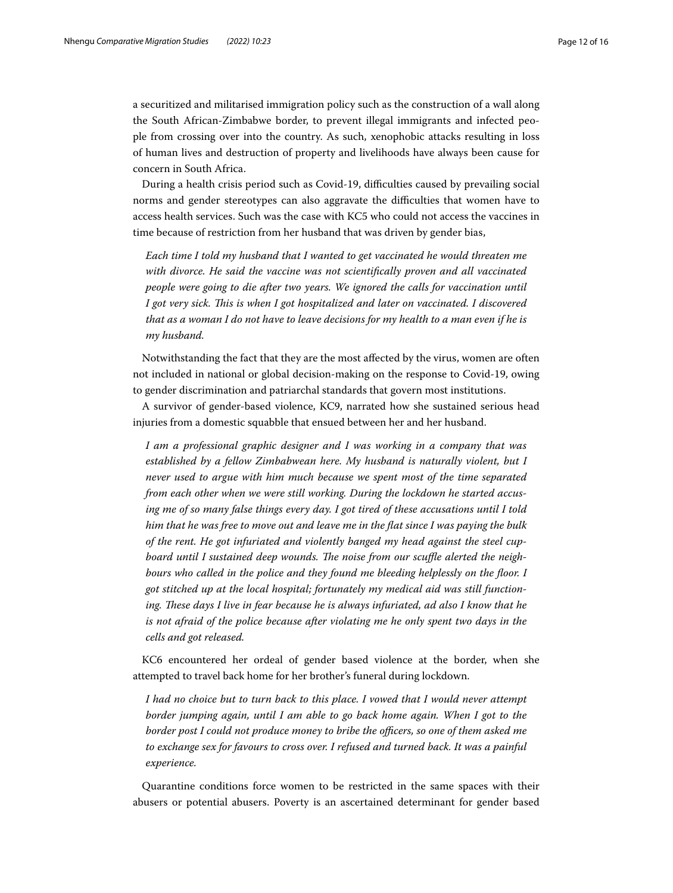a securitized and militarised immigration policy such as the construction of a wall along the South African-Zimbabwe border, to prevent illegal immigrants and infected people from crossing over into the country. As such, xenophobic attacks resulting in loss of human lives and destruction of property and livelihoods have always been cause for concern in South Africa.

During a health crisis period such as Covid-19, difficulties caused by prevailing social norms and gender stereotypes can also aggravate the difficulties that women have to access health services. Such was the case with KC5 who could not access the vaccines in time because of restriction from her husband that was driven by gender bias,

> *Each time I told my husband that I wanted to get vaccinated he would threaten me with divorce. He said the vaccine was not scientifically proven and all vaccinated people were going to die after two years. We ignored the calls for vaccination until I got very sick. This is when I got hospitalized and later on vaccinated. I discovered that as a woman I do not have to leave decisions for my health to a man even if he is my husband.*

Notwithstanding the fact that they are the most affected by the virus, women are often not included in national or global decision-making on the response to Covid-19, owing to gender discrimination and patriarchal standards that govern most institutions.

A survivor of gender-based violence, KC9, narrated how she sustained serious head injuries from a domestic squabble that ensued between her and her husband.

> *I am a professional graphic designer and I was working in a company that was established by a fellow Zimbabwean here. My husband is naturally violent, but I never used to argue with him much because we spent most of the time separated from each other when we were still working. During the lockdown he started accusing me of so many false things every day. I got tired of these accusations until I told him that he was free to move out and leave me in the flat since I was paying the bulk of the rent. He got infuriated and violently banged my head against the steel cupboard until I sustained deep wounds. The noise from our scuffle alerted the neighbours who called in the police and they found me bleeding helplessly on the floor. I got stitched up at the local hospital; fortunately my medical aid was still functioning. These days I live in fear because he is always infuriated, ad also I know that he is not afraid of the police because after violating me he only spent two days in the cells and got released.*

KC6 encountered her ordeal of gender based violence at the border, when she attempted to travel back home for her brother's funeral during lockdown.

> *I had no choice but to turn back to this place. I vowed that I would never attempt border jumping again, until I am able to go back home again. When I got to the border post I could not produce money to bribe the officers, so one of them asked me to exchange sex for favours to cross over. I refused and turned back. It was a painful experience.*

Quarantine conditions force women to be restricted in the same spaces with their abusers or potential abusers. Poverty is an ascertained determinant for gender based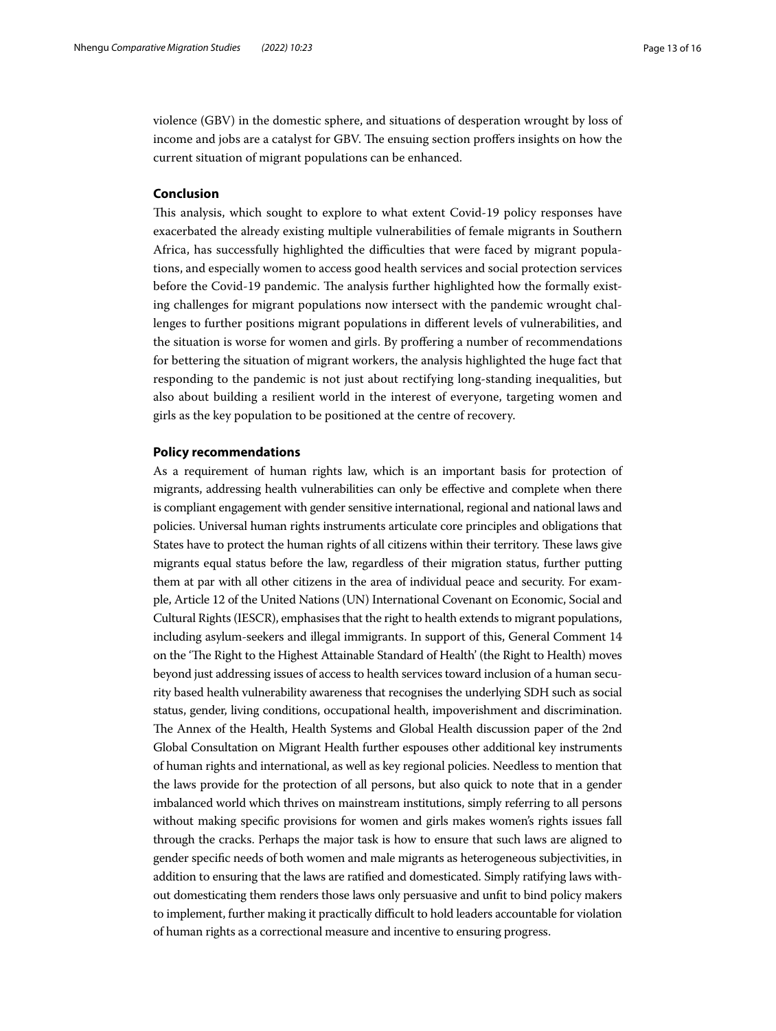violence (GBV) in the domestic sphere, and situations of desperation wrought by loss of income and jobs are a catalyst for GBV. The ensuing section proffers insights on how the current situation of migrant populations can be enhanced.

## Conclusion

This analysis, which sought to explore to what extent Covid-19 policy responses have exacerbated the already existing multiple vulnerabilities of female migrants in Southern Africa, has successfully highlighted the difficulties that were faced by migrant populations, and especially women to access good health services and social protection services before the Covid-19 pandemic. The analysis further highlighted how the formally existing challenges for migrant populations now intersect with the pandemic wrought challenges to further positions migrant populations in different levels of vulnerabilities, and the situation is worse for women and girls. By proffering a number of recommendations for bettering the situation of migrant workers, the analysis highlighted the huge fact that responding to the pandemic is not just about rectifying long-standing inequalities, but also about building a resilient world in the interest of everyone, targeting women and girls as the key population to be positioned at the centre of recovery.

## Policy recommendations

As a requirement of human rights law, which is an important basis for protection of migrants, addressing health vulnerabilities can only be effective and complete when there is compliant engagement with gender sensitive international, regional and national laws and policies. Universal human rights instruments articulate core principles and obligations that States have to protect the human rights of all citizens within their territory. These laws give migrants equal status before the law, regardless of their migration status, further putting them at par with all other citizens in the area of individual peace and security. For example, Article 12 of the United Nations (UN) International Covenant on Economic, Social and Cultural Rights (IESCR), emphasises that the right to health extends to migrant populations, including asylum-seekers and illegal immigrants. In support of this, General Comment 14 on the 'The Right to the Highest Attainable Standard of Health' (the Right to Health) moves beyond just addressing issues of access to health services toward inclusion of a human security based health vulnerability awareness that recognises the underlying SDH such as social status, gender, living conditions, occupational health, impoverishment and discrimination. The Annex of the Health, Health Systems and Global Health discussion paper of the 2nd Global Consultation on Migrant Health further espouses other additional key instruments of human rights and international, as well as key regional policies. Needless to mention that the laws provide for the protection of all persons, but also quick to note that in a gender imbalanced world which thrives on mainstream institutions, simply referring to all persons without making specific provisions for women and girls makes women's rights issues fall through the cracks. Perhaps the major task is how to ensure that such laws are aligned to gender specific needs of both women and male migrants as heterogeneous subjectivities, in addition to ensuring that the laws are ratified and domesticated. Simply ratifying laws without domesticating them renders those laws only persuasive and unfit to bind policy makers to implement, further making it practically difficult to hold leaders accountable for violation of human rights as a correctional measure and incentive to ensuring progress.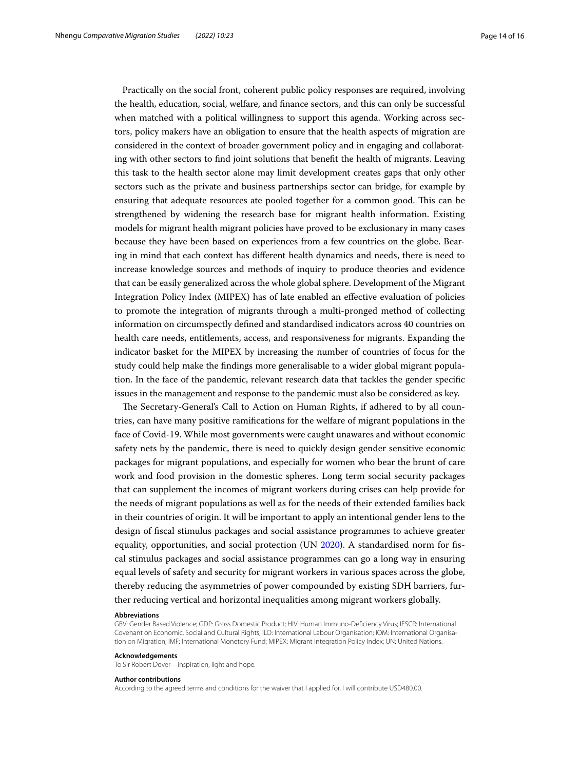Practically on the social front, coherent public policy responses are required, involving the health, education, social, welfare, and finance sectors, and this can only be successful when matched with a political willingness to support this agenda. Working across sectors, policy makers have an obligation to ensure that the health aspects of migration are considered in the context of broader government policy and in engaging and collaborating with other sectors to find joint solutions that benefit the health of migrants. Leaving this task to the health sector alone may limit development creates gaps that only other sectors such as the private and business partnerships sector can bridge, for example by ensuring that adequate resources ate pooled together for a common good. This can be strengthened by widening the research base for migrant health information. Existing models for migrant health migrant policies have proved to be exclusionary in many cases because they have been based on experiences from a few countries on the globe. Bearing in mind that each context has different health dynamics and needs, there is need to increase knowledge sources and methods of inquiry to produce theories and evidence that can be easily generalized across the whole global sphere. Development of the Migrant Integration Policy Index (MIPEX) has of late enabled an effective evaluation of policies to promote the integration of migrants through a multi-pronged method of collecting information on circumspectly defined and standardised indicators across 40 countries on health care needs, entitlements, access, and responsiveness for migrants. Expanding the indicator basket for the MIPEX by increasing the number of countries of focus for the study could help make the findings more generalisable to a wider global migrant population. In the face of the pandemic, relevant research data that tackles the gender specific issues in the management and response to the pandemic must also be considered as key.

The Secretary-General's Call to Action on Human Rights, if adhered to by all countries, can have many positive ramifications for the welfare of migrant populations in the face of Covid-19. While most governments were caught unawares and without economic safety nets by the pandemic, there is need to quickly design gender sensitive economic packages for migrant populations, and especially for women who bear the brunt of care work and food provision in the domestic spheres. Long term social security packages that can supplement the incomes of migrant workers during crises can help provide for the needs of migrant populations as well as for the needs of their extended families back in their countries of origin. It will be important to apply an intentional gender lens to the design of fiscal stimulus packages and social assistance programmes to achieve greater equality, opportunities, and social protection (UN 2020). A standardised norm for fiscal stimulus packages and social assistance programmes can go a long way in ensuring equal levels of safety and security for migrant workers in various spaces across the globe, thereby reducing the asymmetries of power compounded by existing SDH barriers, further reducing vertical and horizontal inequalities among migrant workers globally.

**Abbreviations**

GBV: Gender Based Violence; GDP: Gross Domestic Product; HIV: Human Immuno-Deficiency Virus; IESCR: International Covenant on Economic, Social and Cultural Rights; ILO: International Labour Organisation; IOM: International Organisation on Migration; IMF: International Monetary Fund; MIPEX: Migrant Integration Policy Index; UN: United Nations.

**Acknowledgements**

To Sir Robert Dover—inspiration, light and hope.

**Author contributions**

According to the agreed terms and conditions for the waiver that I applied for, I will contribute USD480.00.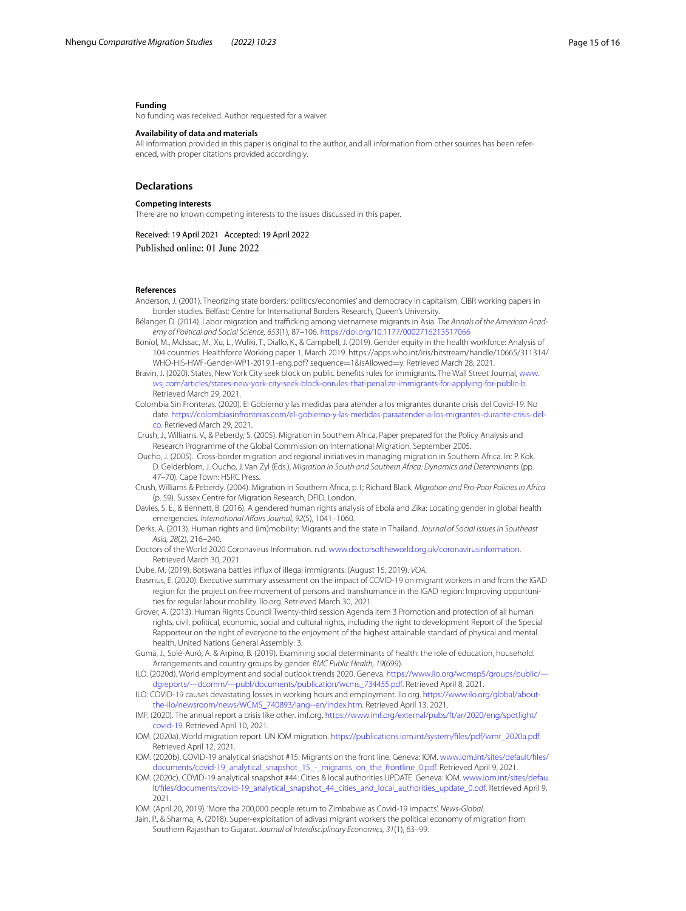#### Funding

No funding was received. Author requested for a waiver.

#### Availability of data and materials

All information provided in this paper is original to the author, and all information from other sources has been referenced, with proper citations provided accordingly.

### Declarations

#### Competing interests

There are no known competing interests to the issues discussed in this paper.

Received: 19 April 2021 Accepted: 19 April 2022
Published online: 01 June 2022

#### References

Anderson, J. (2001). Theorizing state borders: 'politics/economies' and democracy in capitalism, CIBR working papers in border studies. Belfast: Centre for International Borders Research, Queen's University.

Bélanger, D. (2014). Labor migration and trafficking among vietnamese migrants in Asia. *The Annals of the American Academy of Political and Social Science, 653*(1), 87–106. https://doi.org/10.1177/0002716213517066

Boniol, M., McIssac, M., Xu, L., Wuliki, T., Diallo, K., & Campbell, J. (2019). Gender equity in the health workforce: Analysis of 104 countries. Healthforce Working paper 1, March 2019. https://apps.who.int/iris/bitstream/handle/10665/311314/WHO-HIS-HWF-Gender-WP1-2019.1-eng.pdf? sequence=1&isAllowed=y. Retrieved March 28, 2021.

Bravin, J. (2020). States, New York City seek block on public benefits rules for immigrants. The Wall Street Journal, www.wsj.com/articles/states-new-york-city-seek-block-onrules-that-penalize-immigrants-for-applying-for-public-b. Retrieved March 29, 2021.

Colombia Sin Fronteras. (2020). El Gobierno y las medidas para atender a los migrantes durante crisis del Covid-19. No date. https://colombiasinfronteras.com/el-gobierno-y-las-medidas-paraatender-a-los-migrantes-durante-crisis-del-co. Retrieved March 29, 2021.

Crush, J., Williams, V., & Peberdy, S. (2005). Migration in Southern Africa, Paper prepared for the Policy Analysis and Research Programme of the Global Commission on International Migration, September 2005.

Oucho, J. (2005). Cross-border migration and regional initiatives in managing migration in Southern Africa. In: P. Kok, D. Gelderblom, J. Oucho, J. Van Zyl (Eds.), *Migration in South and Southern Africa: Dynamics and Determinants* (pp. 47–70). Cape Town: HSRC Press.

Crush, Williams & Peberdy. (2004). Migration in Southern Africa, p.1; Richard Black, *Migration and Pro-Poor Policies in Africa* (p. 59). Sussex Centre for Migration Research, DFID, London.

Davies, S. E., & Bennett, B. (2016). A gendered human rights analysis of Ebola and Zika: Locating gender in global health emergencies. *International Affairs Journal, 92*(5), 1041–1060.

Derks, A. (2013). Human rights and (im)mobility: Migrants and the state in Thailand. *Journal of Social Issues in Southeast Asia, 28*(2), 216–240.

Doctors of the World 2020 Coronavirus Information. n.d. www.doctorsoftheworld.org.uk/coronavirusinformation. Retrieved March 30, 2021.

Dube, M. (2019). Botswana battles influx of illegal immigrants. (August 15, 2019). *VOA*.

Erasmus, E. (2020). Executive summary assessment on the impact of COVID-19 on migrant workers in and from the IGAD region for the project on free movement of persons and transhumance in the IGAD region: Improving opportunities for regular labour mobility. Ilo.org. Retrieved March 30, 2021.

Grover, A. (2013). Human Rights Council Twenty-third session Agenda item 3 Promotion and protection of all human rights, civil, political, economic, social and cultural rights, including the right to development Report of the Special Rapporteur on the right of everyone to the enjoyment of the highest attainable standard of physical and mental health, United Nations General Assembly: 3.

Gumà, J., Solé-Auró, A. & Arpino, B. (2019). Examining social determinants of health: the role of education, household. Arrangements and country groups by gender. *BMC Public Health, 19*(699).

ILO. (2020d). World employment and social outlook trends 2020. Geneva. https://www.ilo.org/wcmsp5/groups/public/---dgreports/---dcomm/---publ/documents/publication/wcms_734455.pdf. Retrieved April 8, 2021.

ILO: COVID-19 causes devastating losses in working hours and employment. Ilo.org. https://www.ilo.org/global/about-the-ilo/newsroom/news/WCMS_740893/lang--en/index.htm. Retrieved April 13, 2021.

IMF. (2020). The annual report a crisis like other. imf.org. https://www.imf.org/external/pubs/ft/ar/2020/eng/spotlight/covid-19. Retrieved April 10, 2021.

IOM. (2020a). World migration report. UN IOM migration. https://publications.iom.int/system/files/pdf/wmr_2020a.pdf. Retrieved April 12, 2021.

IOM. (2020b). COVID-19 analytical snapshot #15: Migrants on the front line. Geneva: IOM. www.iom.int/sites/default/files/documents/covid-19_analytical_snapshot_15_-_migrants_on_the_frontline_0.pdf. Retrieved April 9, 2021.

IOM. (2020c). COVID-19 analytical snapshot #44: Cities & local authorities UPDATE. Geneva: IOM. www.iom.int/sites/default/files/documents/covid-19_analytical_snapshot_44_cities_and_local_authorities_update_0.pdf. Retrieved April 9, 2021.

IOM. (April 20, 2019). 'More tha 200,000 people return to Zimbabwe as Covid-19 impacts'. *News-Global*.

Jain, P., & Sharma, A. (2018). Super-exploitation of adivasi migrant workers the political economy of migration from Southern Rajasthan to Gujarat. *Journal of Interdisciplinary Economics, 31*(1), 63–99.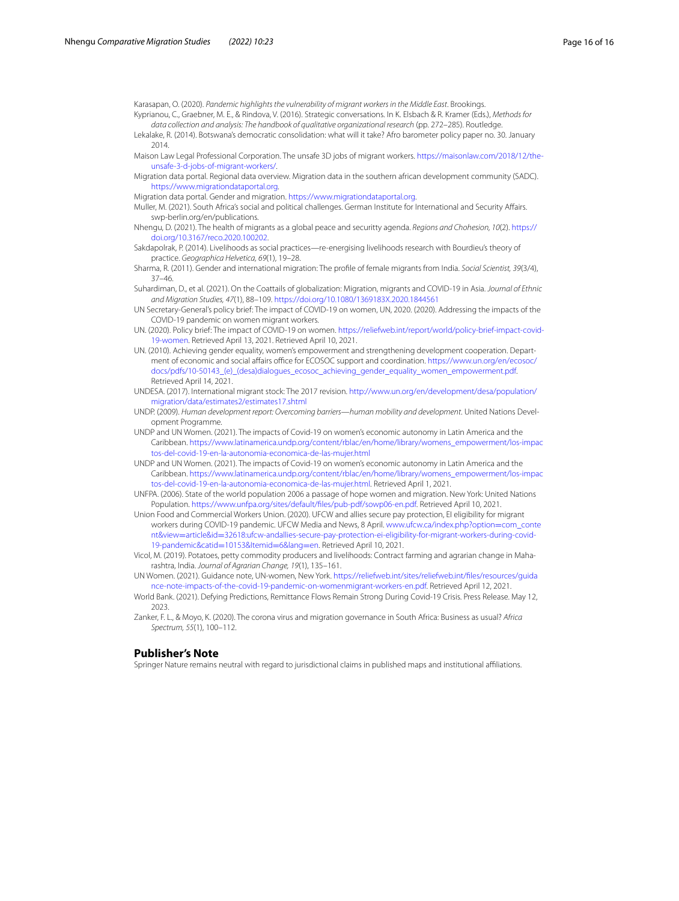Karasapan, O. (2020). *Pandemic highlights the vulnerability of migrant workers in the Middle East*. Brookings.

Kyprianou, C., Graebner, M. E., & Rindova, V. (2016). Strategic conversations. In K. Elsbach & R. Kramer (Eds.), *Methods for data collection and analysis: The handbook of qualitative organizational research* (pp. 272–285). Routledge.

Lekalake, R. (2014). Botswana's democratic consolidation: what will it take? Afro barometer policy paper no. 30. January 2014.

Maison Law Legal Professional Corporation. The unsafe 3D jobs of migrant workers. https://maisonlaw.com/2018/12/the-unsafe-3-d-jobs-of-migrant-workers/.

Migration data portal. Regional data overview. Migration data in the southern african development community (SADC). https://www.migrationdataportal.org.

Migration data portal. Gender and migration. https://www.migrationdataportal.org.

Muller, M. (2021). South Africa's social and political challenges. German Institute for International and Security Affairs. swp-berlin.org/en/publications.

Nhengu, D. (2021). The health of migrants as a global peace and securitty agenda. *Regions and Chohesion, 10*(2). https://doi.org/10.3167/reco.2020.100202.

Sakdapolrak, P. (2014). Livelihoods as social practices—re-energising livelihoods research with Bourdieu's theory of practice. *Geographica Helvetica, 69*(1), 19–28.

Sharma, R. (2011). Gender and international migration: The profile of female migrants from India. *Social Scientist, 39*(3/4), 37–46.

Suhardiman, D., et al. (2021). On the Coattails of globalization: Migration, migrants and COVID-19 in Asia. *Journal of Ethnic and Migration Studies, 47*(1), 88–109. https://doi.org/10.1080/1369183X.2020.1844561

UN Secretary-General's policy brief: The impact of COVID-19 on women, UN, 2020. (2020). Addressing the impacts of the COVID-19 pandemic on women migrant workers.

UN. (2020). Policy brief: The impact of COVID-19 on women. https://reliefweb.int/report/world/policy-brief-impact-covid-19-women. Retrieved April 13, 2021. Retrieved April 10, 2021.

UN. (2010). Achieving gender equality, women's empowerment and strengthening development cooperation. Department of economic and social affairs office for ECOSOC support and coordination. https://www.un.org/en/ecosoc/docs/pdfs/10-50143_(e)_(desa)dialogues_ecosoc_achieving_gender_equality_women_empowerment.pdf. Retrieved April 14, 2021.

UNDESA. (2017). International migrant stock: The 2017 revision. http://www.un.org/en/development/desa/population/migration/data/estimates2/estimates17.shtml

UNDP. (2009). *Human development report: Overcoming barriers—human mobility and development*. United Nations Development Programme.

UNDP and UN Women. (2021). The impacts of Covid-19 on women's economic autonomy in Latin America and the Caribbean. https://www.latinamerica.undp.org/content/rblac/en/home/library/womens_empowerment/los-impactos-del-covid-19-en-la-autonomia-economica-de-las-mujer.html

UNDP and UN Women. (2021). The impacts of Covid-19 on women's economic autonomy in Latin America and the Caribbean. https://www.latinamerica.undp.org/content/rblac/en/home/library/womens_empowerment/los-impactos-del-covid-19-en-la-autonomia-economica-de-las-mujer.html. Retrieved April 1, 2021.

UNFPA. (2006). State of the world population 2006 a passage of hope women and migration. New York: United Nations Population. https://www.unfpa.org/sites/default/files/pub-pdf/sowp06-en.pdf. Retrieved April 10, 2021.

Union Food and Commercial Workers Union. (2020). UFCW and allies secure pay protection, EI eligibility for migrant workers during COVID-19 pandemic. UFCW Media and News, 8 April. www.ufcw.ca/index.php?option=com_content&view=article&id=32618:ufcw-andallies-secure-pay-protection-ei-eligibility-for-migrant-workers-during-covid-19-pandemic&catid=10153&Itemid=6&lang=en. Retrieved April 10, 2021.

Vicol, M. (2019). Potatoes, petty commodity producers and livelihoods: Contract farming and agrarian change in Maharashtra, India. *Journal of Agrarian Change, 19*(1), 135–161.

UN Women. (2021). Guidance note, UN-women, New York. https://reliefweb.int/sites/reliefweb.int/files/resources/guidance-note-impacts-of-the-covid-19-pandemic-on-womenmigrant-workers-en.pdf. Retrieved April 12, 2021.

World Bank. (2021). Defying Predictions, Remittance Flows Remain Strong During Covid-19 Crisis. Press Release. May 12, 2023.

Zanker, F. L., & Moyo, K. (2020). The corona virus and migration governance in South Africa: Business as usual? *Africa Spectrum, 55*(1), 100–112.

## Publisher's Note

Springer Nature remains neutral with regard to jurisdictional claims in published maps and institutional affiliations.